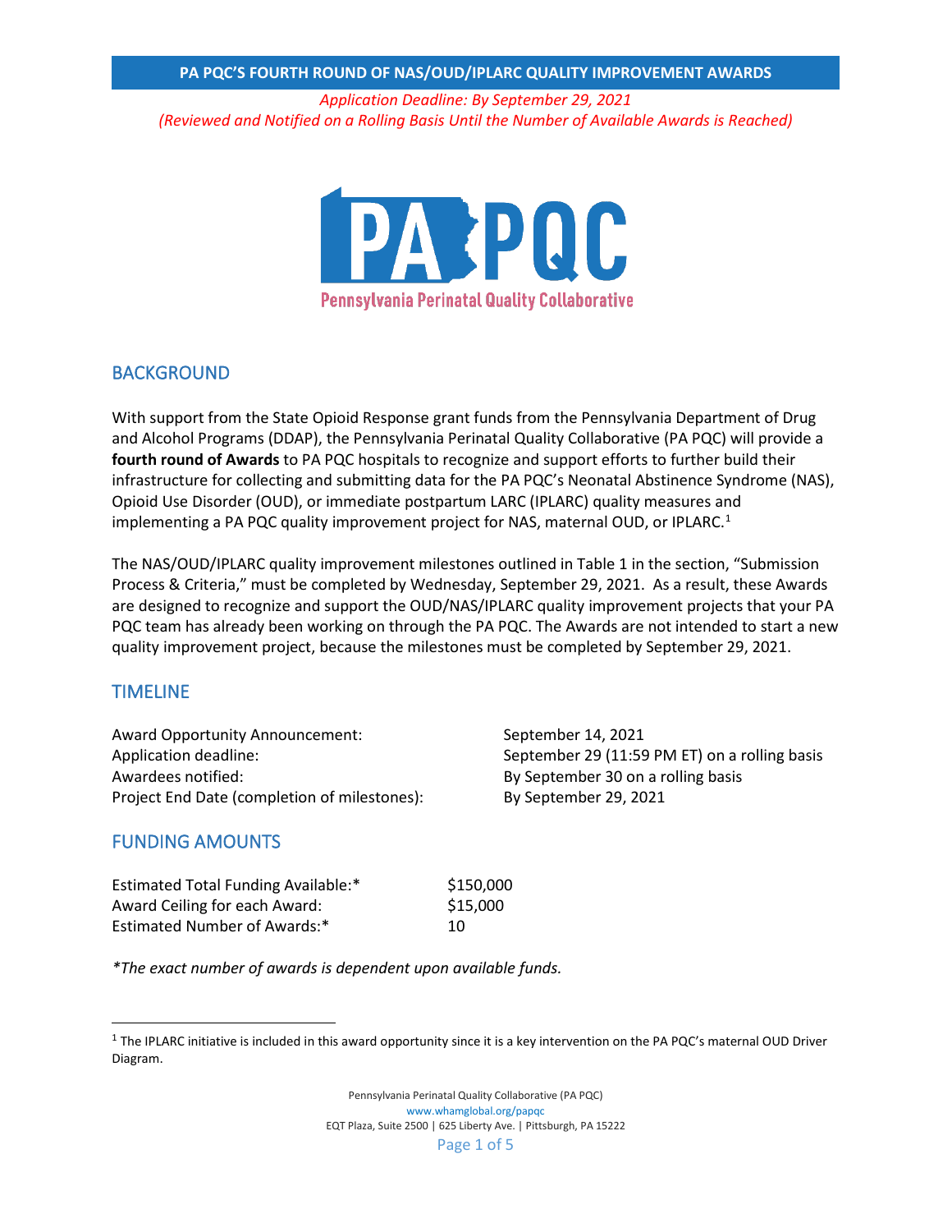# PA PQC'S FOURTH ROUND OF NAS/OUD/IPLARC QUALITY IMPROVEMENT AWARDS

*Application Deadline: By September 29, 2021*
*(Reviewed and Notified on a Rolling Basis Until the Number of Available Awards is Reached)*

PA PQC
Pennsylvania Perinatal Quality Collaborative

## BACKGROUND

With support from the State Opioid Response grant funds from the Pennsylvania Department of Drug and Alcohol Programs (DDAP), the Pennsylvania Perinatal Quality Collaborative (PA PQC) will provide a **fourth round of Awards** to PA PQC hospitals to recognize and support efforts to further build their infrastructure for collecting and submitting data for the PA PQC's Neonatal Abstinence Syndrome (NAS), Opioid Use Disorder (OUD), or immediate postpartum LARC (IPLARC) quality measures and implementing a PA PQC quality improvement project for NAS, maternal OUD, or IPLARC.[1]

The NAS/OUD/IPLARC quality improvement milestones outlined in Table 1 in the section, "Submission Process & Criteria," must be completed by Wednesday, September 29, 2021. As a result, these Awards are designed to recognize and support the OUD/NAS/IPLARC quality improvement projects that your PA PQC team has already been working on through the PA PQC. The Awards are not intended to start a new quality improvement project, because the milestones must be completed by September 29, 2021.

## TIMELINE

| | |
|---|---|
| Award Opportunity Announcement: | September 14, 2021 |
| Application deadline: | September 29 (11:59 PM ET) on a rolling basis |
| Awardees notified: | By September 30 on a rolling basis |
| Project End Date (completion of milestones): | By September 29, 2021 |

## FUNDING AMOUNTS

| | |
|---|---|
| Estimated Total Funding Available:* | $150,000 |
| Award Ceiling for each Award: | $15,000 |
| Estimated Number of Awards:* | 10 |

*\*The exact number of awards is dependent upon available funds.*

[1] The IPLARC initiative is included in this award opportunity since it is a key intervention on the PA PQC's maternal OUD Driver Diagram.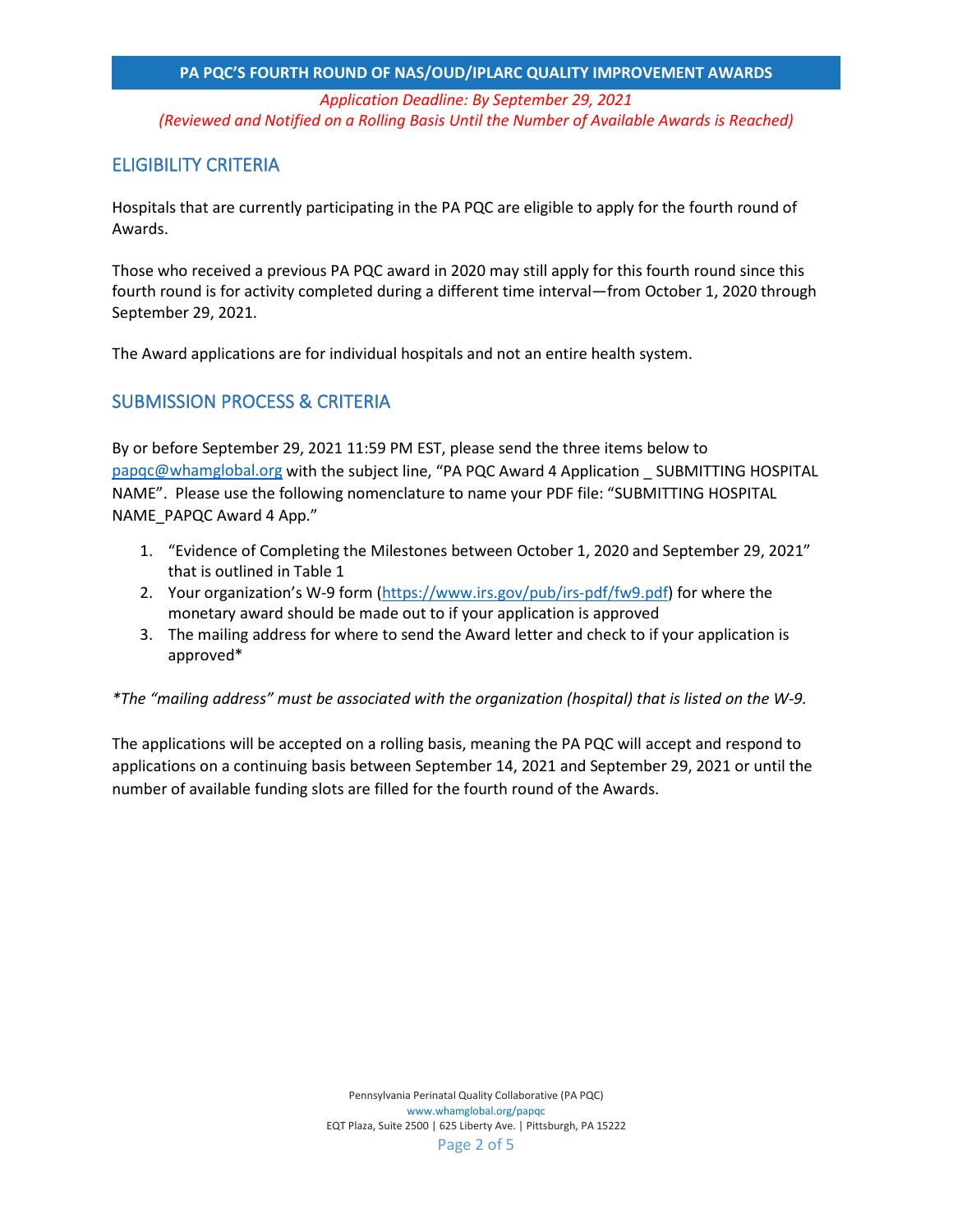PA PQC'S FOURTH ROUND OF NAS/OUD/IPLARC QUALITY IMPROVEMENT AWARDS

*Application Deadline: By September 29, 2021*
*(Reviewed and Notified on a Rolling Basis Until the Number of Available Awards is Reached)*

## ELIGIBILITY CRITERIA

Hospitals that are currently participating in the PA PQC are eligible to apply for the fourth round of Awards.

Those who received a previous PA PQC award in 2020 may still apply for this fourth round since this fourth round is for activity completed during a different time interval—from October 1, 2020 through September 29, 2021.

The Award applications are for individual hospitals and not an entire health system.

## SUBMISSION PROCESS & CRITERIA

By or before September 29, 2021 11:59 PM EST, please send the three items below to papqc@whamglobal.org with the subject line, "PA PQC Award 4 Application _ SUBMITTING HOSPITAL NAME". Please use the following nomenclature to name your PDF file: "SUBMITTING HOSPITAL NAME_PAPQC Award 4 App."

1. "Evidence of Completing the Milestones between October 1, 2020 and September 29, 2021" that is outlined in Table 1
2. Your organization's W-9 form (https://www.irs.gov/pub/irs-pdf/fw9.pdf) for where the monetary award should be made out to if your application is approved
3. The mailing address for where to send the Award letter and check to if your application is approved*

*\*The "mailing address" must be associated with the organization (hospital) that is listed on the W-9.*

The applications will be accepted on a rolling basis, meaning the PA PQC will accept and respond to applications on a continuing basis between September 14, 2021 and September 29, 2021 or until the number of available funding slots are filled for the fourth round of the Awards.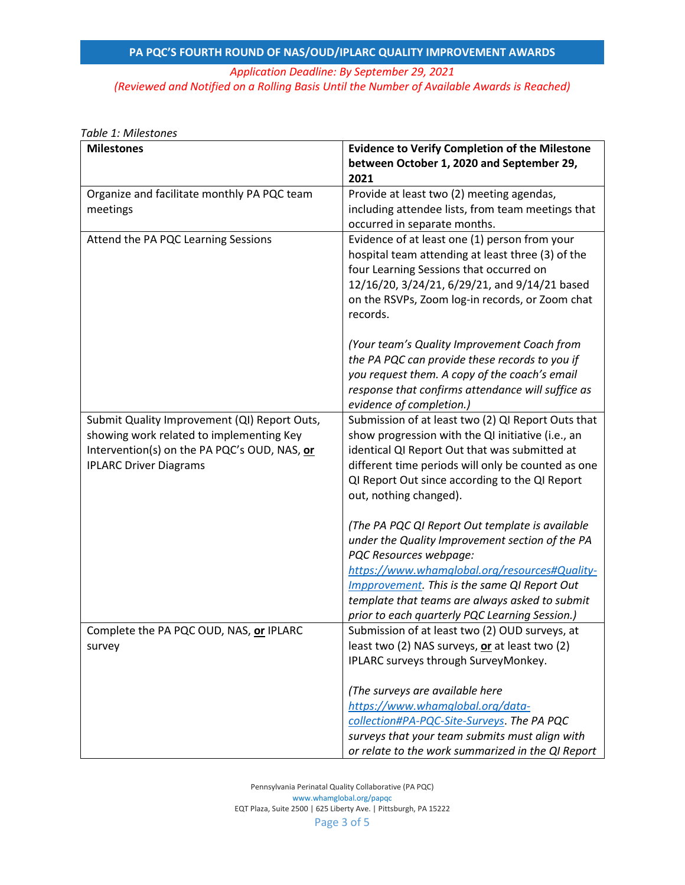Table 1: Milestones

| Milestones | Evidence to Verify Completion of the Milestone between October 1, 2020 and September 29, 2021 |
| --- | --- |
| Organize and facilitate monthly PA PQC team meetings | Provide at least two (2) meeting agendas, including attendee lists, from team meetings that occurred in separate months. |
| Attend the PA PQC Learning Sessions | Evidence of at least one (1) person from your hospital team attending at least three (3) of the four Learning Sessions that occurred on 12/16/20, 3/24/21, 6/29/21, and 9/14/21 based on the RSVPs, Zoom log-in records, or Zoom chat records.<br><br>*(Your team's Quality Improvement Coach from the PA PQC can provide these records to you if you request them. A copy of the coach's email response that confirms attendance will suffice as evidence of completion.)* |
| Submit Quality Improvement (QI) Report Outs, showing work related to implementing Key Intervention(s) on the PA PQC's OUD, NAS, **or** IPLARC Driver Diagrams | Submission of at least two (2) QI Report Outs that show progression with the QI initiative (i.e., an identical QI Report Out that was submitted at different time periods will only be counted as one QI Report Out since according to the QI Report out, nothing changed).<br><br>*(The PA PQC QI Report Out template is available under the Quality Improvement section of the PA PQC Resources webpage: [https://www.whamglobal.org/resources#Quality-Impprovement](https://www.whamglobal.org/resources#Quality-Impprovement). This is the same QI Report Out template that teams are always asked to submit prior to each quarterly PQC Learning Session.)* |
| Complete the PA PQC OUD, NAS, **or** IPLARC survey | Submission of at least two (2) OUD surveys, at least two (2) NAS surveys, **or** at least two (2) IPLARC surveys through SurveyMonkey.<br><br>*(The surveys are available here [https://www.whamglobal.org/data-collection#PA-PQC-Site-Surveys](https://www.whamglobal.org/data-collection#PA-PQC-Site-Surveys). The PA PQC surveys that your team submits must align with or relate to the work summarized in the QI Report* |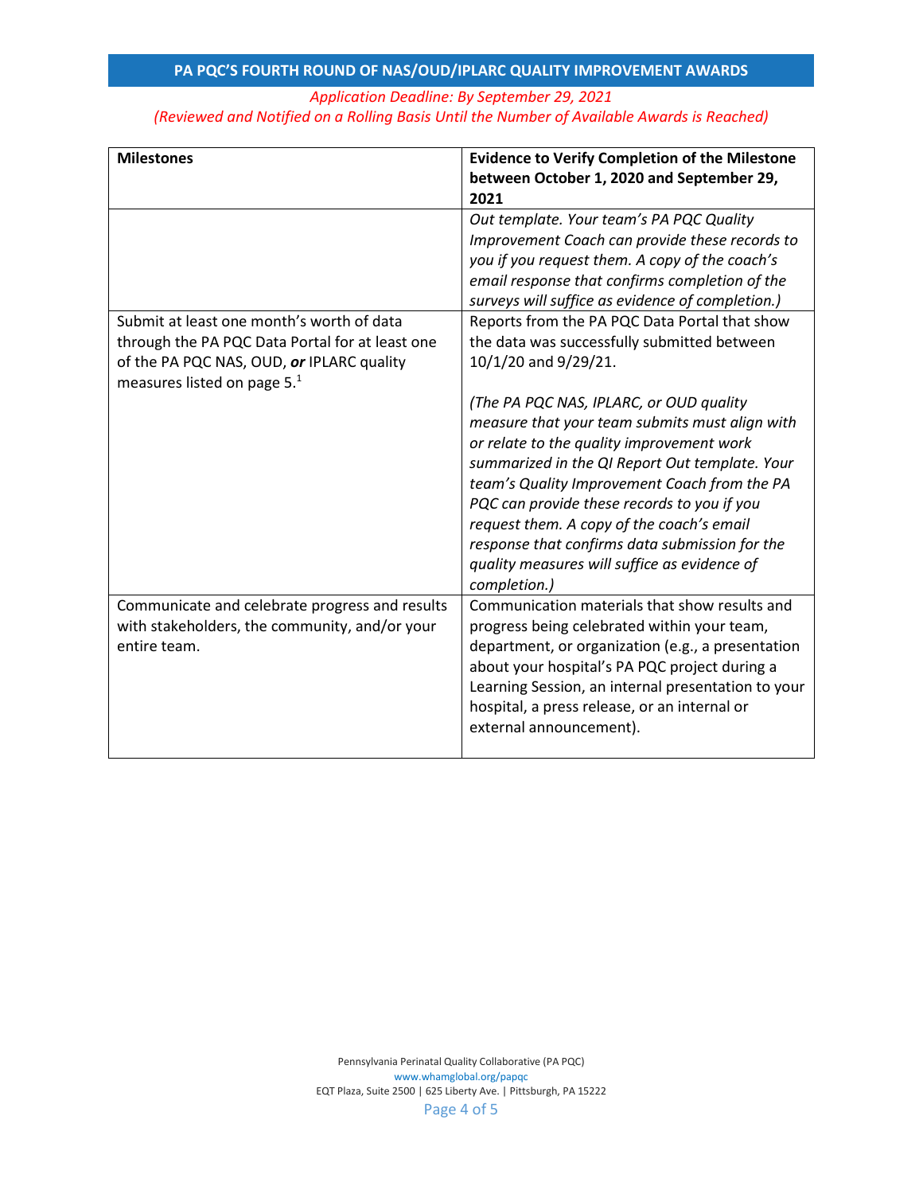## PA PQC'S FOURTH ROUND OF NAS/OUD/IPLARC QUALITY IMPROVEMENT AWARDS

*Application Deadline: By September 29, 2021*
*(Reviewed and Notified on a Rolling Basis Until the Number of Available Awards is Reached)*

| **Milestones** | **Evidence to Verify Completion of the Milestone between October 1, 2020 and September 29, 2021** |
|---|---|
| | *Out template. Your team's PA PQC Quality Improvement Coach can provide these records to you if you request them. A copy of the coach's email response that confirms completion of the surveys will suffice as evidence of completion.)* |
| Submit at least one month's worth of data through the PA PQC Data Portal for at least one of the PA PQC NAS, OUD, ***or*** IPLARC quality measures listed on page 5.[1] | Reports from the PA PQC Data Portal that show the data was successfully submitted between 10/1/20 and 9/29/21. <br><br> *(The PA PQC NAS, IPLARC, or OUD quality measure that your team submits must align with or relate to the quality improvement work summarized in the QI Report Out template. Your team's Quality Improvement Coach from the PA PQC can provide these records to you if you request them. A copy of the coach's email response that confirms data submission for the quality measures will suffice as evidence of completion.)* |
| Communicate and celebrate progress and results with stakeholders, the community, and/or your entire team. | Communication materials that show results and progress being celebrated within your team, department, or organization (e.g., a presentation about your hospital's PA PQC project during a Learning Session, an internal presentation to your hospital, a press release, or an internal or external announcement). |

Pennsylvania Perinatal Quality Collaborative (PA PQC)
www.whamglobal.org/papqc
EQT Plaza, Suite 2500 | 625 Liberty Ave. | Pittsburgh, PA 15222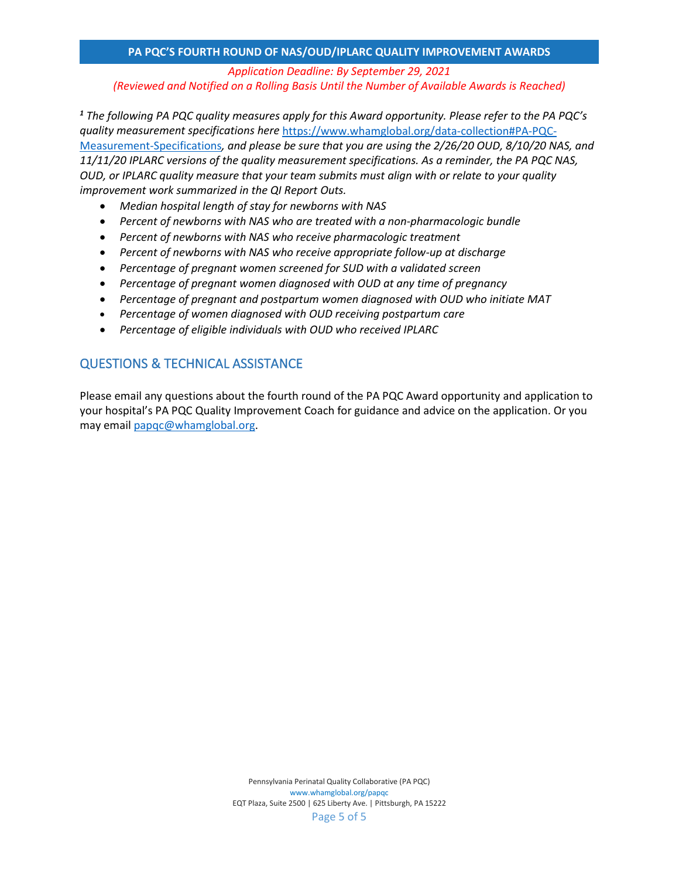*[1] The following PA PQC quality measures apply for this Award opportunity. Please refer to the PA PQC's quality measurement specifications here https://www.whamglobal.org/data-collection#PA-PQC-Measurement-Specifications, and please be sure that you are using the 2/26/20 OUD, 8/10/20 NAS, and 11/11/20 IPLARC versions of the quality measurement specifications. As a reminder, the PA PQC NAS, OUD, or IPLARC quality measure that your team submits must align with or relate to your quality improvement work summarized in the QI Report Outs.*

- *Median hospital length of stay for newborns with NAS*
- *Percent of newborns with NAS who are treated with a non-pharmacologic bundle*
- *Percent of newborns with NAS who receive pharmacologic treatment*
- *Percent of newborns with NAS who receive appropriate follow-up at discharge*
- *Percentage of pregnant women screened for SUD with a validated screen*
- *Percentage of pregnant women diagnosed with OUD at any time of pregnancy*
- *Percentage of pregnant and postpartum women diagnosed with OUD who initiate MAT*
- *Percentage of women diagnosed with OUD receiving postpartum care*
- *Percentage of eligible individuals with OUD who received IPLARC*

## QUESTIONS & TECHNICAL ASSISTANCE

Please email any questions about the fourth round of the PA PQC Award opportunity and application to your hospital's PA PQC Quality Improvement Coach for guidance and advice on the application. Or you may email papqc@whamglobal.org.